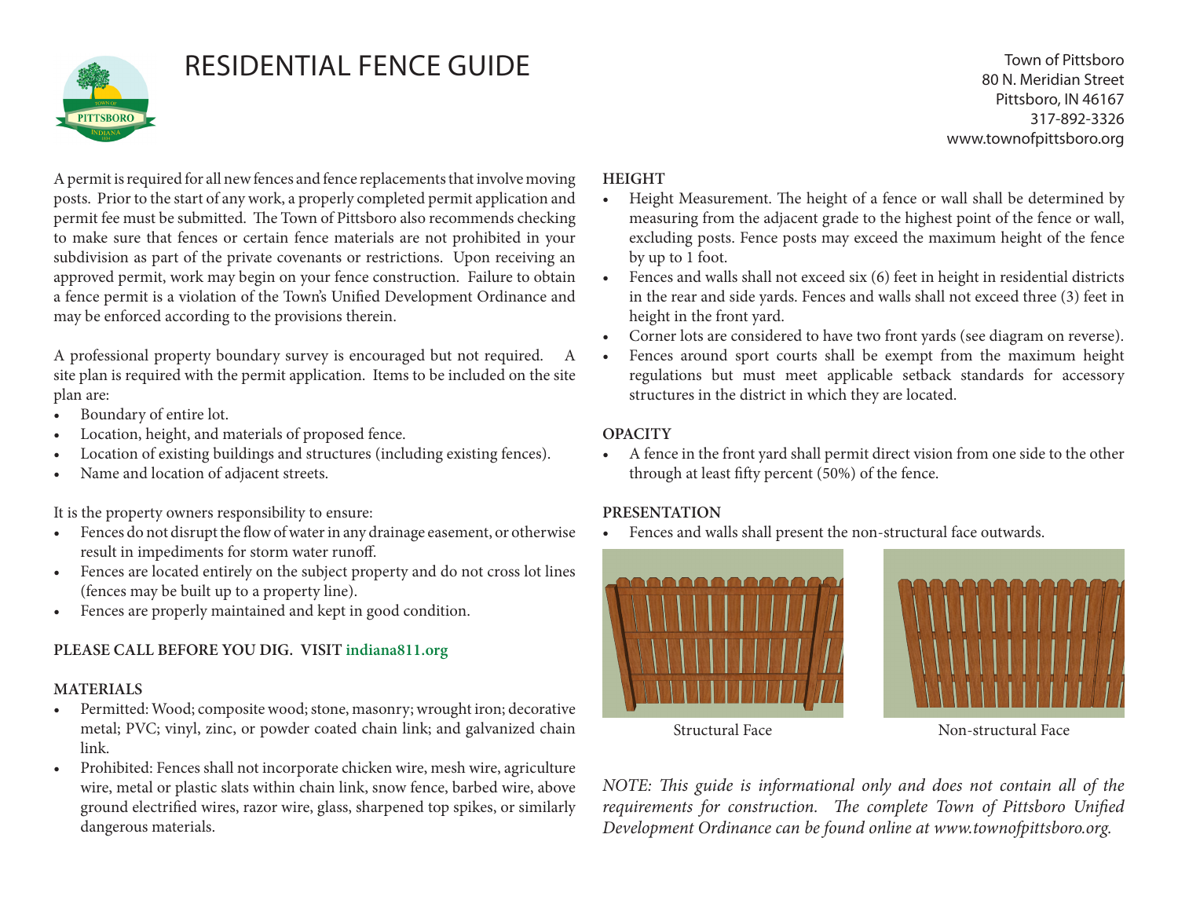# RESIDENTIAL FENCE GUIDE

Town of Pittsboro
80 N. Meridian Street
Pittsboro, IN 46167
317-892-3326
www.townofpittsboro.org

A permit is required for all new fences and fence replacements that involve moving posts. Prior to the start of any work, a properly completed permit application and permit fee must be submitted. The Town of Pittsboro also recommends checking to make sure that fences or certain fence materials are not prohibited in your subdivision as part of the private covenants or restrictions. Upon receiving an approved permit, work may begin on your fence construction. Failure to obtain a fence permit is a violation of the Town's Unified Development Ordinance and may be enforced according to the provisions therein.

A professional property boundary survey is encouraged but not required. A site plan is required with the permit application. Items to be included on the site plan are:

- Boundary of entire lot.
- Location, height, and materials of proposed fence.
- Location of existing buildings and structures (including existing fences).
- Name and location of adjacent streets.

It is the property owners responsibility to ensure:

- Fences do not disrupt the flow of water in any drainage easement, or otherwise result in impediments for storm water runoff.
- Fences are located entirely on the subject property and do not cross lot lines (fences may be built up to a property line).
- Fences are properly maintained and kept in good condition.

**PLEASE CALL BEFORE YOU DIG. VISIT indiana811.org**

## MATERIALS

- Permitted: Wood; composite wood; stone, masonry; wrought iron; decorative metal; PVC; vinyl, zinc, or powder coated chain link; and galvanized chain link.
- Prohibited: Fences shall not incorporate chicken wire, mesh wire, agriculture wire, metal or plastic slats within chain link, snow fence, barbed wire, above ground electrified wires, razor wire, glass, sharpened top spikes, or similarly dangerous materials.

## HEIGHT

- Height Measurement. The height of a fence or wall shall be determined by measuring from the adjacent grade to the highest point of the fence or wall, excluding posts. Fence posts may exceed the maximum height of the fence by up to 1 foot.
- Fences and walls shall not exceed six (6) feet in height in residential districts in the rear and side yards. Fences and walls shall not exceed three (3) feet in height in the front yard.
- Corner lots are considered to have two front yards (see diagram on reverse).
- Fences around sport courts shall be exempt from the maximum height regulations but must meet applicable setback standards for accessory structures in the district in which they are located.

## OPACITY

- A fence in the front yard shall permit direct vision from one side to the other through at least fifty percent (50%) of the fence.

## PRESENTATION

- Fences and walls shall present the non-structural face outwards.

Structural Face

Non-structural Face

*NOTE: This guide is informational only and does not contain all of the requirements for construction. The complete Town of Pittsboro Unified Development Ordinance can be found online at www.townofpittsboro.org.*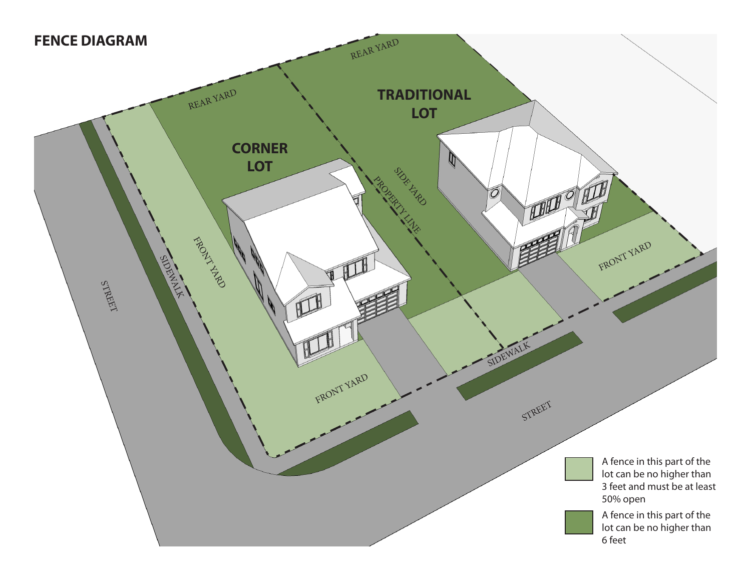# FENCE DIAGRAM

REAR YARD

REAR YARD

TRADITIONAL LOT

CORNER LOT

SIDE YARD

PROPERTY LINE

FRONT YARD

SIDEWALK

STREET

FRONT YARD

FRONT YARD

SIDEWALK

STREET

A fence in this part of the lot can be no higher than 3 feet and must be at least 50% open

A fence in this part of the lot can be no higher than 6 feet